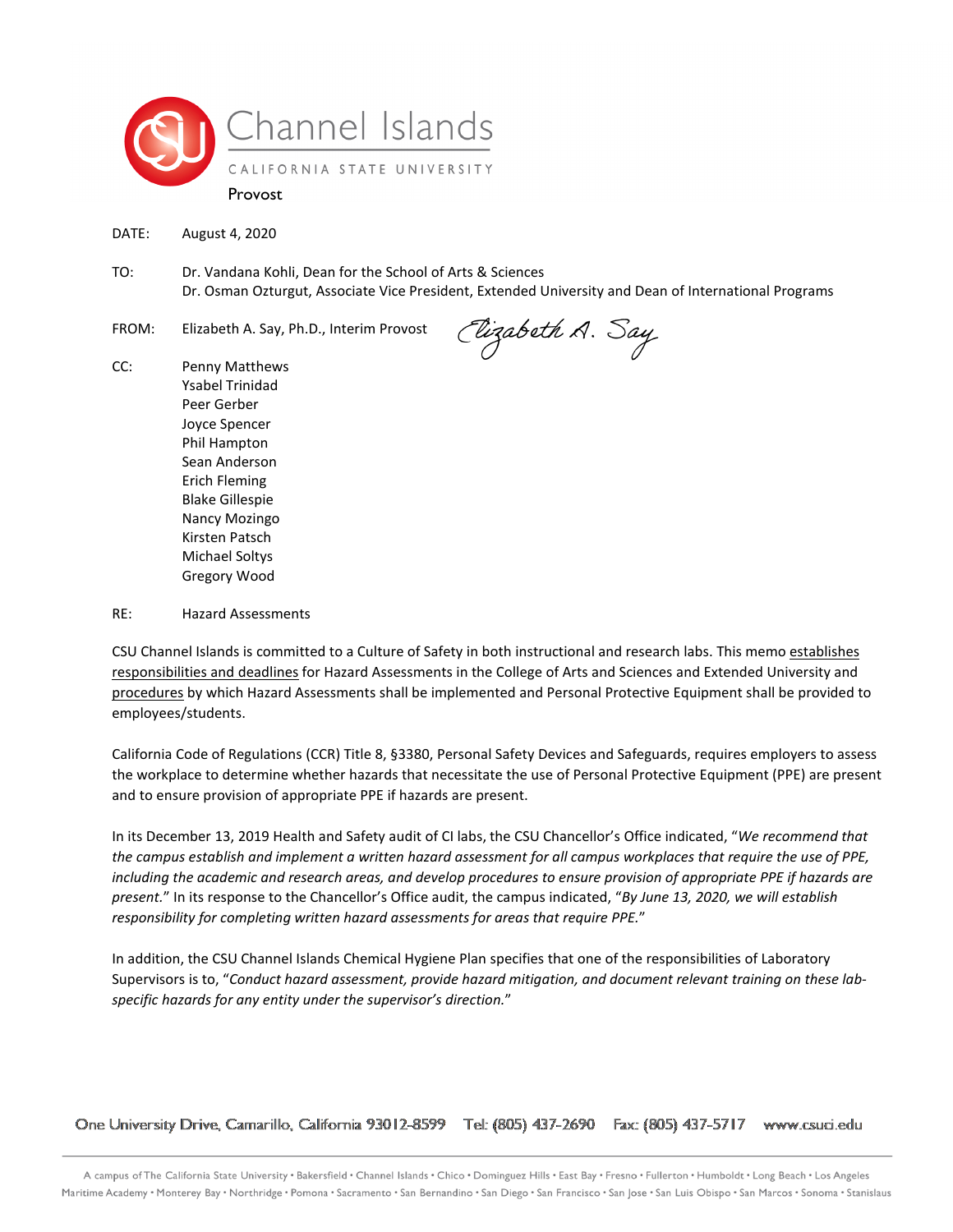Channel Islands

CALIFORNIA STATE UNIVERSITY

Provost

DATE: August 4, 2020

TO: Dr. Vandana Kohli, Dean for the School of Arts & Sciences
Dr. Osman Ozturgut, Associate Vice President, Extended University and Dean of International Programs

FROM: Elizabeth A. Say, Ph.D., Interim Provost *Elizabeth A. Say*

CC: Penny Matthews
Ysabel Trinidad
Peer Gerber
Joyce Spencer
Phil Hampton
Sean Anderson
Erich Fleming
Blake Gillespie
Nancy Mozingo
Kirsten Patsch
Michael Soltys
Gregory Wood

RE: Hazard Assessments

CSU Channel Islands is committed to a Culture of Safety in both instructional and research labs. This memo establishes responsibilities and deadlines for Hazard Assessments in the College of Arts and Sciences and Extended University and procedures by which Hazard Assessments shall be implemented and Personal Protective Equipment shall be provided to employees/students.

California Code of Regulations (CCR) Title 8, §3380, Personal Safety Devices and Safeguards, requires employers to assess the workplace to determine whether hazards that necessitate the use of Personal Protective Equipment (PPE) are present and to ensure provision of appropriate PPE if hazards are present.

In its December 13, 2019 Health and Safety audit of CI labs, the CSU Chancellor's Office indicated, "*We recommend that the campus establish and implement a written hazard assessment for all campus workplaces that require the use of PPE, including the academic and research areas, and develop procedures to ensure provision of appropriate PPE if hazards are present.*" In its response to the Chancellor's Office audit, the campus indicated, "*By June 13, 2020, we will establish responsibility for completing written hazard assessments for areas that require PPE.*"

In addition, the CSU Channel Islands Chemical Hygiene Plan specifies that one of the responsibilities of Laboratory Supervisors is to, "*Conduct hazard assessment, provide hazard mitigation, and document relevant training on these lab-specific hazards for any entity under the supervisor's direction.*"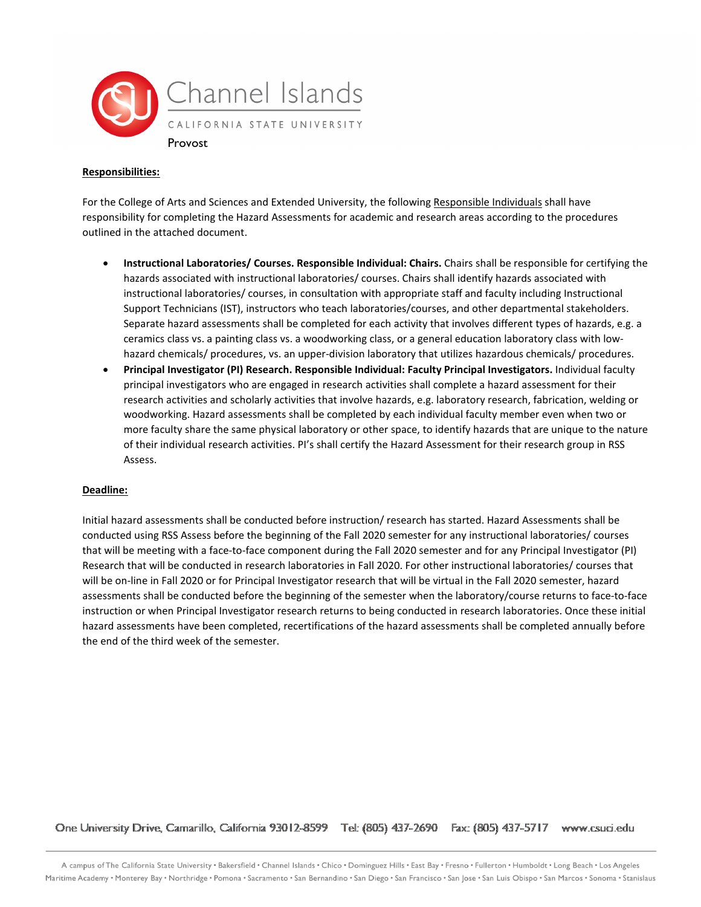**Responsibilities:**

For the College of Arts and Sciences and Extended University, the following Responsible Individuals shall have responsibility for completing the Hazard Assessments for academic and research areas according to the procedures outlined in the attached document.

- **Instructional Laboratories/ Courses. Responsible Individual: Chairs.** Chairs shall be responsible for certifying the hazards associated with instructional laboratories/ courses. Chairs shall identify hazards associated with instructional laboratories/ courses, in consultation with appropriate staff and faculty including Instructional Support Technicians (IST), instructors who teach laboratories/courses, and other departmental stakeholders. Separate hazard assessments shall be completed for each activity that involves different types of hazards, e.g. a ceramics class vs. a painting class vs. a woodworking class, or a general education laboratory class with low-hazard chemicals/ procedures, vs. an upper-division laboratory that utilizes hazardous chemicals/ procedures.
- **Principal Investigator (PI) Research. Responsible Individual: Faculty Principal Investigators.** Individual faculty principal investigators who are engaged in research activities shall complete a hazard assessment for their research activities and scholarly activities that involve hazards, e.g. laboratory research, fabrication, welding or woodworking. Hazard assessments shall be completed by each individual faculty member even when two or more faculty share the same physical laboratory or other space, to identify hazards that are unique to the nature of their individual research activities. PI's shall certify the Hazard Assessment for their research group in RSS Assess.

**Deadline:**

Initial hazard assessments shall be conducted before instruction/ research has started. Hazard Assessments shall be conducted using RSS Assess before the beginning of the Fall 2020 semester for any instructional laboratories/ courses that will be meeting with a face-to-face component during the Fall 2020 semester and for any Principal Investigator (PI) Research that will be conducted in research laboratories in Fall 2020. For other instructional laboratories/ courses that will be on-line in Fall 2020 or for Principal Investigator research that will be virtual in the Fall 2020 semester, hazard assessments shall be conducted before the beginning of the semester when the laboratory/course returns to face-to-face instruction or when Principal Investigator research returns to being conducted in research laboratories. Once these initial hazard assessments have been completed, recertifications of the hazard assessments shall be completed annually before the end of the third week of the semester.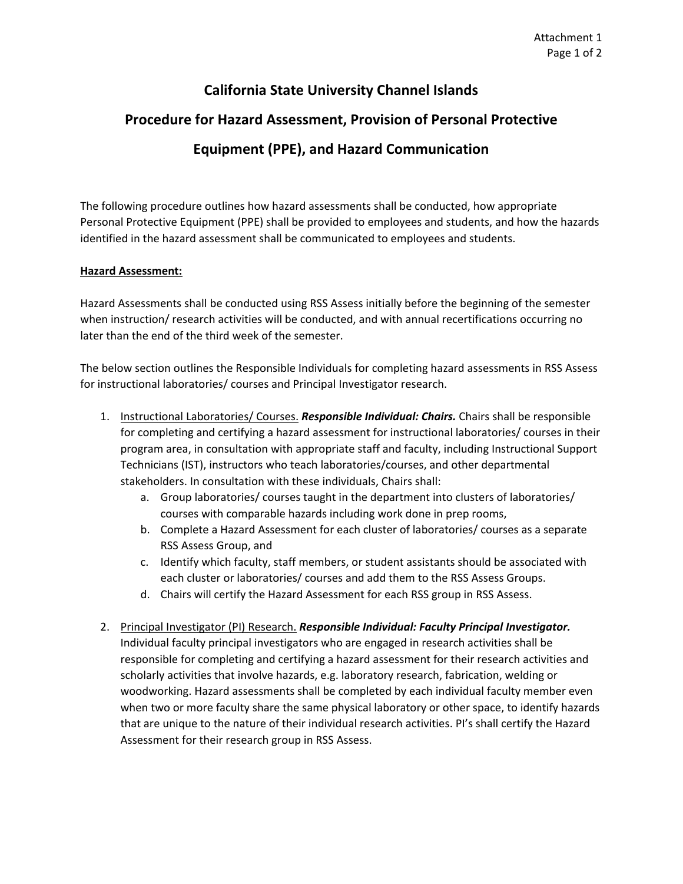# California State University Channel Islands

## Procedure for Hazard Assessment, Provision of Personal Protective Equipment (PPE), and Hazard Communication

The following procedure outlines how hazard assessments shall be conducted, how appropriate Personal Protective Equipment (PPE) shall be provided to employees and students, and how the hazards identified in the hazard assessment shall be communicated to employees and students.

**Hazard Assessment:**

Hazard Assessments shall be conducted using RSS Assess initially before the beginning of the semester when instruction/ research activities will be conducted, and with annual recertifications occurring no later than the end of the third week of the semester.

The below section outlines the Responsible Individuals for completing hazard assessments in RSS Assess for instructional laboratories/ courses and Principal Investigator research.

1. Instructional Laboratories/ Courses. ***Responsible Individual: Chairs.*** Chairs shall be responsible for completing and certifying a hazard assessment for instructional laboratories/ courses in their program area, in consultation with appropriate staff and faculty, including Instructional Support Technicians (IST), instructors who teach laboratories/courses, and other departmental stakeholders. In consultation with these individuals, Chairs shall:
   a. Group laboratories/ courses taught in the department into clusters of laboratories/ courses with comparable hazards including work done in prep rooms,
   b. Complete a Hazard Assessment for each cluster of laboratories/ courses as a separate RSS Assess Group, and
   c. Identify which faculty, staff members, or student assistants should be associated with each cluster or laboratories/ courses and add them to the RSS Assess Groups.
   d. Chairs will certify the Hazard Assessment for each RSS group in RSS Assess.

2. Principal Investigator (PI) Research. ***Responsible Individual: Faculty Principal Investigator.*** Individual faculty principal investigators who are engaged in research activities shall be responsible for completing and certifying a hazard assessment for their research activities and scholarly activities that involve hazards, e.g. laboratory research, fabrication, welding or woodworking. Hazard assessments shall be completed by each individual faculty member even when two or more faculty share the same physical laboratory or other space, to identify hazards that are unique to the nature of their individual research activities. PI's shall certify the Hazard Assessment for their research group in RSS Assess.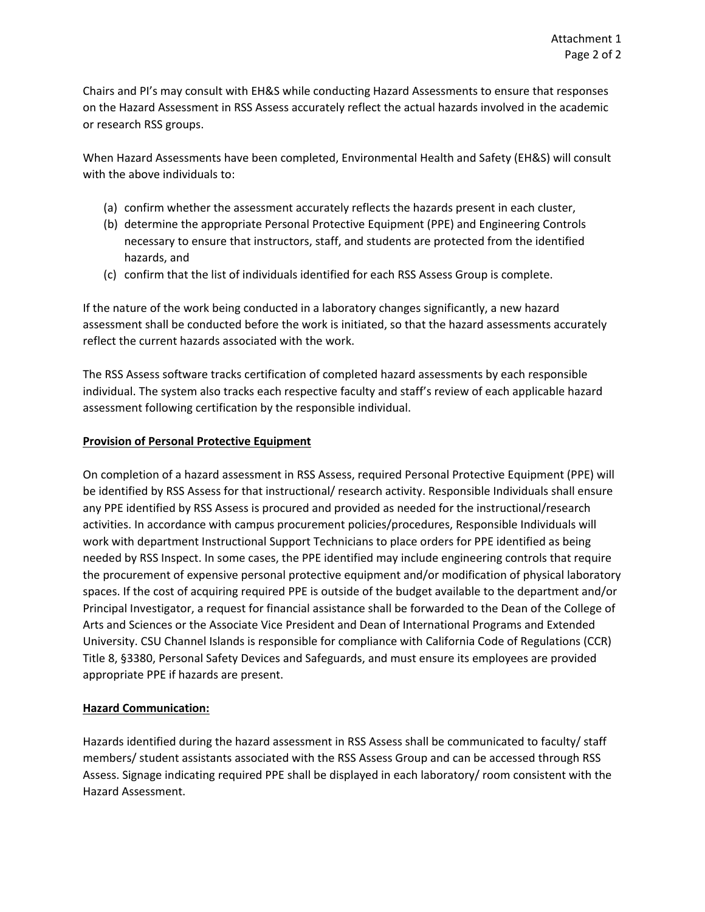Chairs and PI's may consult with EH&S while conducting Hazard Assessments to ensure that responses on the Hazard Assessment in RSS Assess accurately reflect the actual hazards involved in the academic or research RSS groups.

When Hazard Assessments have been completed, Environmental Health and Safety (EH&S) will consult with the above individuals to:

(a) confirm whether the assessment accurately reflects the hazards present in each cluster,
(b) determine the appropriate Personal Protective Equipment (PPE) and Engineering Controls necessary to ensure that instructors, staff, and students are protected from the identified hazards, and
(c) confirm that the list of individuals identified for each RSS Assess Group is complete.

If the nature of the work being conducted in a laboratory changes significantly, a new hazard assessment shall be conducted before the work is initiated, so that the hazard assessments accurately reflect the current hazards associated with the work.

The RSS Assess software tracks certification of completed hazard assessments by each responsible individual. The system also tracks each respective faculty and staff's review of each applicable hazard assessment following certification by the responsible individual.

**Provision of Personal Protective Equipment**

On completion of a hazard assessment in RSS Assess, required Personal Protective Equipment (PPE) will be identified by RSS Assess for that instructional/ research activity. Responsible Individuals shall ensure any PPE identified by RSS Assess is procured and provided as needed for the instructional/research activities. In accordance with campus procurement policies/procedures, Responsible Individuals will work with department Instructional Support Technicians to place orders for PPE identified as being needed by RSS Inspect. In some cases, the PPE identified may include engineering controls that require the procurement of expensive personal protective equipment and/or modification of physical laboratory spaces. If the cost of acquiring required PPE is outside of the budget available to the department and/or Principal Investigator, a request for financial assistance shall be forwarded to the Dean of the College of Arts and Sciences or the Associate Vice President and Dean of International Programs and Extended University. CSU Channel Islands is responsible for compliance with California Code of Regulations (CCR) Title 8, §3380, Personal Safety Devices and Safeguards, and must ensure its employees are provided appropriate PPE if hazards are present.

**Hazard Communication:**

Hazards identified during the hazard assessment in RSS Assess shall be communicated to faculty/ staff members/ student assistants associated with the RSS Assess Group and can be accessed through RSS Assess. Signage indicating required PPE shall be displayed in each laboratory/ room consistent with the Hazard Assessment.